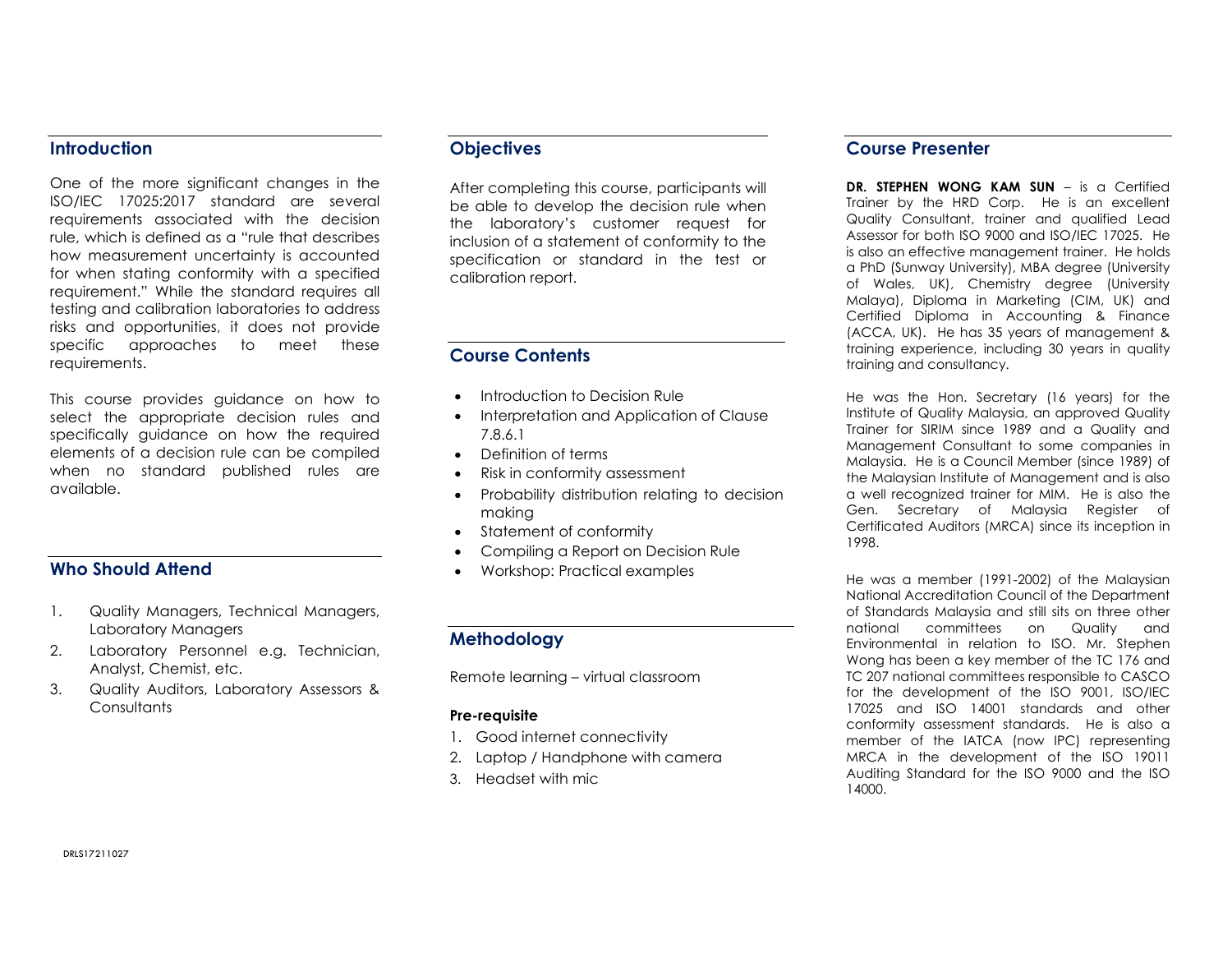## Introduction

One of the more significant changes in the ISO/IEC 17025:2017 standard are several requirements associated with the decision rule, which is defined as a "rule that describes how measurement uncertainty is accounted for when stating conformity with a specified requirement." While the standard requires all testing and calibration laboratories to address risks and opportunities, it does not provide specific approaches to meet these requirements.

This course provides guidance on how to select the appropriate decision rules and specifically guidance on how the required elements of a decision rule can be compiled when no standard published rules are available.

## Who Should Attend

1. Quality Managers, Technical Managers, Laboratory Managers
2. Laboratory Personnel e.g. Technician, Analyst, Chemist, etc.
3. Quality Auditors, Laboratory Assessors & Consultants

## Objectives

After completing this course, participants will be able to develop the decision rule when the laboratory's customer request for inclusion of a statement of conformity to the specification or standard in the test or calibration report.

## Course Contents

- Introduction to Decision Rule
- Interpretation and Application of Clause 7.8.6.1
- Definition of terms
- Risk in conformity assessment
- Probability distribution relating to decision making
- Statement of conformity
- Compiling a Report on Decision Rule
- Workshop: Practical examples

## Methodology

Remote learning – virtual classroom

**Pre-requisite**

1. Good internet connectivity
2. Laptop / Handphone with camera
3. Headset with mic

## Course Presenter

**DR. STEPHEN WONG KAM SUN** – is a Certified Trainer by the HRD Corp. He is an excellent Quality Consultant, trainer and qualified Lead Assessor for both ISO 9000 and ISO/IEC 17025. He is also an effective management trainer. He holds a PhD (Sunway University), MBA degree (University of Wales, UK), Chemistry degree (University Malaya), Diploma in Marketing (CIM, UK) and Certified Diploma in Accounting & Finance (ACCA, UK). He has 35 years of management & training experience, including 30 years in quality training and consultancy.

He was the Hon. Secretary (16 years) for the Institute of Quality Malaysia, an approved Quality Trainer for SIRIM since 1989 and a Quality and Management Consultant to some companies in Malaysia. He is a Council Member (since 1989) of the Malaysian Institute of Management and is also a well recognized trainer for MIM. He is also the Gen. Secretary of Malaysia Register of Certificated Auditors (MRCA) since its inception in 1998.

He was a member (1991-2002) of the Malaysian National Accreditation Council of the Department of Standards Malaysia and still sits on three other national committees on Quality and Environmental in relation to ISO. Mr. Stephen Wong has been a key member of the TC 176 and TC 207 national committees responsible to CASCO for the development of the ISO 9001, ISO/IEC 17025 and ISO 14001 standards and other conformity assessment standards. He is also a member of the IATCA (now IPC) representing MRCA in the development of the ISO 19011 Auditing Standard for the ISO 9000 and the ISO 14000.

DRLS17211027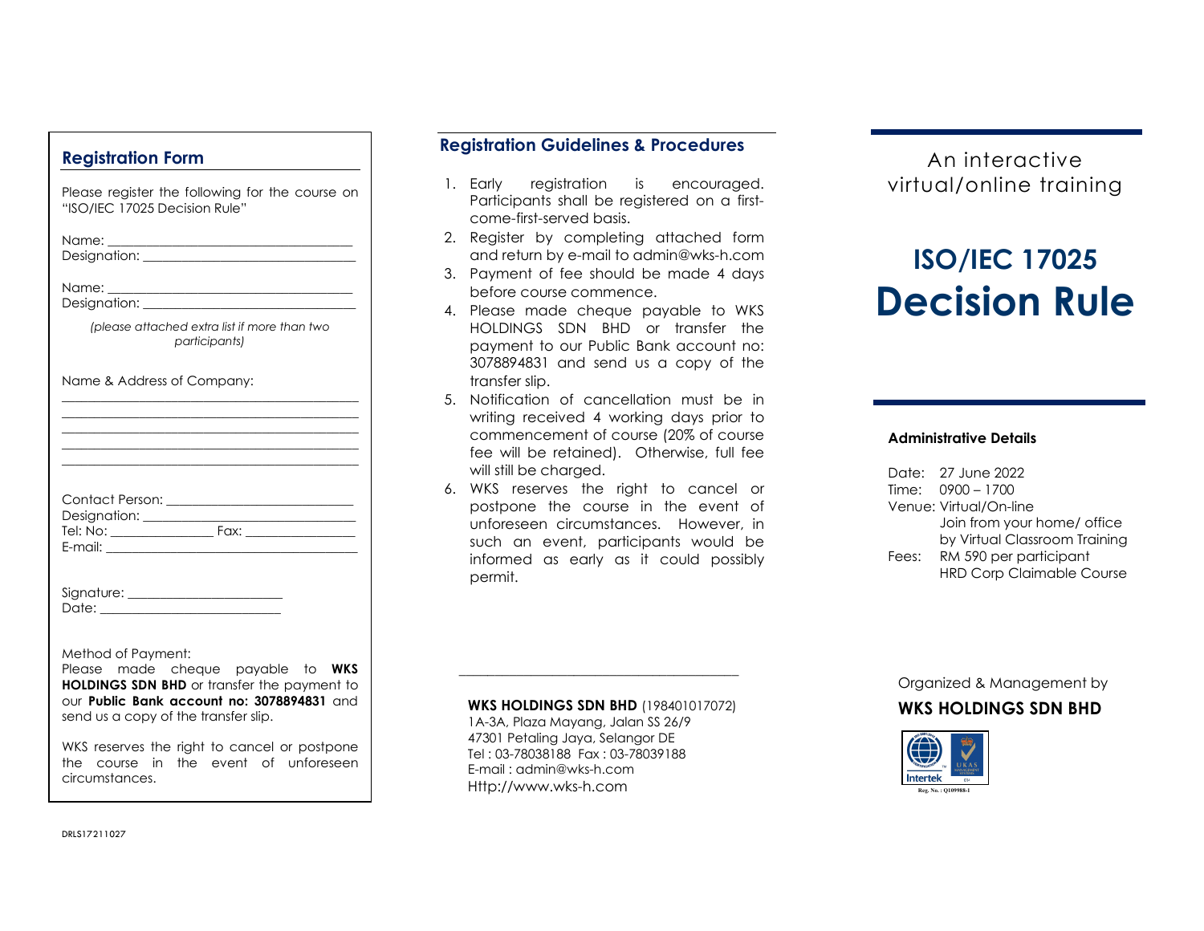## Registration Form

Please register the following for the course on "ISO/IEC 17025 Decision Rule"

Name: ____________________________________
Designation: ______________________________

Name: ____________________________________
Designation: ______________________________

*(please attached extra list if more than two participants)*

Name & Address of Company:

______________________________________________
______________________________________________
______________________________________________
______________________________________________
______________________________________________

Contact Person: ___________________________
Designation: ______________________________
Tel: No: _______________ Fax: _______________
E-mail: ___________________________________

Signature: _______________________
Date: __________________________

Method of Payment:
Please made cheque payable to **WKS HOLDINGS SDN BHD** or transfer the payment to our **Public Bank account no: 3078894831** and send us a copy of the transfer slip.

WKS reserves the right to cancel or postpone the course in the event of unforeseen circumstances.

DRLS17211027

## Registration Guidelines & Procedures

1. Early registration is encouraged. Participants shall be registered on a first-come-first-served basis.
2. Register by completing attached form and return by e-mail to admin@wks-h.com
3. Payment of fee should be made 4 days before course commence.
4. Please made cheque payable to WKS HOLDINGS SDN BHD or transfer the payment to our Public Bank account no: 3078894831 and send us a copy of the transfer slip.
5. Notification of cancellation must be in writing received 4 working days prior to commencement of course (20% of course fee will be retained). Otherwise, full fee will still be charged.
6. WKS reserves the right to cancel or postpone the course in the event of unforeseen circumstances. However, in such an event, participants would be informed as early as it could possibly permit.

**WKS HOLDINGS SDN BHD** (198401017072)
1A-3A, Plaza Mayang, Jalan SS 26/9
47301 Petaling Jaya, Selangor DE
Tel : 03-78038188 Fax : 03-78039188
E-mail : admin@wks-h.com
Http://www.wks-h.com

An interactive virtual/online training

# ISO/IEC 17025
# Decision Rule

### Administrative Details

Date: 27 June 2022
Time: 0900 – 1700
Venue: Virtual/On-line
Join from your home/ office by Virtual Classroom Training
Fees: RM 590 per participant
HRD Corp Claimable Course

Organized & Management by

**WKS HOLDINGS SDN BHD**

Reg. No. : Q109988-1